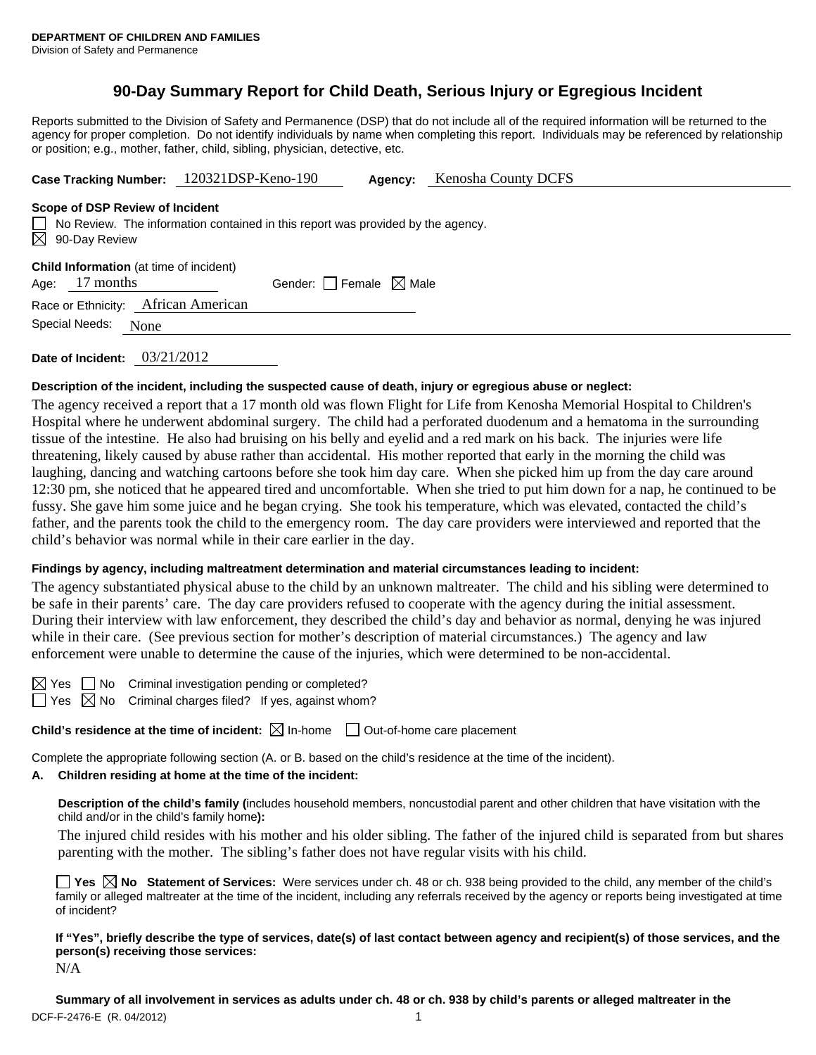**DEPARTMENT OF CHILDREN AND FAMILIES**
Division of Safety and Permanence

# 90-Day Summary Report for Child Death, Serious Injury or Egregious Incident

Reports submitted to the Division of Safety and Permanence (DSP) that do not include all of the required information will be returned to the agency for proper completion. Do not identify individuals by name when completing this report. Individuals may be referenced by relationship or position; e.g., mother, father, child, sibling, physician, detective, etc.

**Case Tracking Number:** 120321DSP-Keno-190 **Agency:** Kenosha County DCFS

**Scope of DSP Review of Incident**

☐ No Review. The information contained in this report was provided by the agency.
☒ 90-Day Review

**Child Information** (at time of incident)

Age: 17 months Gender: ☐ Female ☒ Male

Race or Ethnicity: African American

Special Needs: None

**Date of Incident:** 03/21/2012

**Description of the incident, including the suspected cause of death, injury or egregious abuse or neglect:**

The agency received a report that a 17 month old was flown Flight for Life from Kenosha Memorial Hospital to Children's Hospital where he underwent abdominal surgery. The child had a perforated duodenum and a hematoma in the surrounding tissue of the intestine. He also had bruising on his belly and eyelid and a red mark on his back. The injuries were life threatening, likely caused by abuse rather than accidental. His mother reported that early in the morning the child was laughing, dancing and watching cartoons before she took him day care. When she picked him up from the day care around 12:30 pm, she noticed that he appeared tired and uncomfortable. When she tried to put him down for a nap, he continued to be fussy. She gave him some juice and he began crying. She took his temperature, which was elevated, contacted the child's father, and the parents took the child to the emergency room. The day care providers were interviewed and reported that the child's behavior was normal while in their care earlier in the day.

**Findings by agency, including maltreatment determination and material circumstances leading to incident:**

The agency substantiated physical abuse to the child by an unknown maltreater. The child and his sibling were determined to be safe in their parents' care. The day care providers refused to cooperate with the agency during the initial assessment. During their interview with law enforcement, they described the child's day and behavior as normal, denying he was injured while in their care. (See previous section for mother's description of material circumstances.) The agency and law enforcement were unable to determine the cause of the injuries, which were determined to be non-accidental.

☒ Yes ☐ No Criminal investigation pending or completed?
☐ Yes ☒ No Criminal charges filed? If yes, against whom?

**Child's residence at the time of incident:** ☒ In-home ☐ Out-of-home care placement

Complete the appropriate following section (A. or B. based on the child's residence at the time of the incident).

**A. Children residing at home at the time of the incident:**

**Description of the child's family (**includes household members, noncustodial parent and other children that have visitation with the child and/or in the child's family home**):**

The injured child resides with his mother and his older sibling. The father of the injured child is separated from but shares parenting with the mother. The sibling's father does not have regular visits with his child.

☐ **Yes** ☒ **No Statement of Services:** Were services under ch. 48 or ch. 938 being provided to the child, any member of the child's family or alleged maltreater at the time of the incident, including any referrals received by the agency or reports being investigated at time of incident?

**If "Yes", briefly describe the type of services, date(s) of last contact between agency and recipient(s) of those services, and the person(s) receiving those services:**

N/A

**Summary of all involvement in services as adults under ch. 48 or ch. 938 by child's parents or alleged maltreater in the**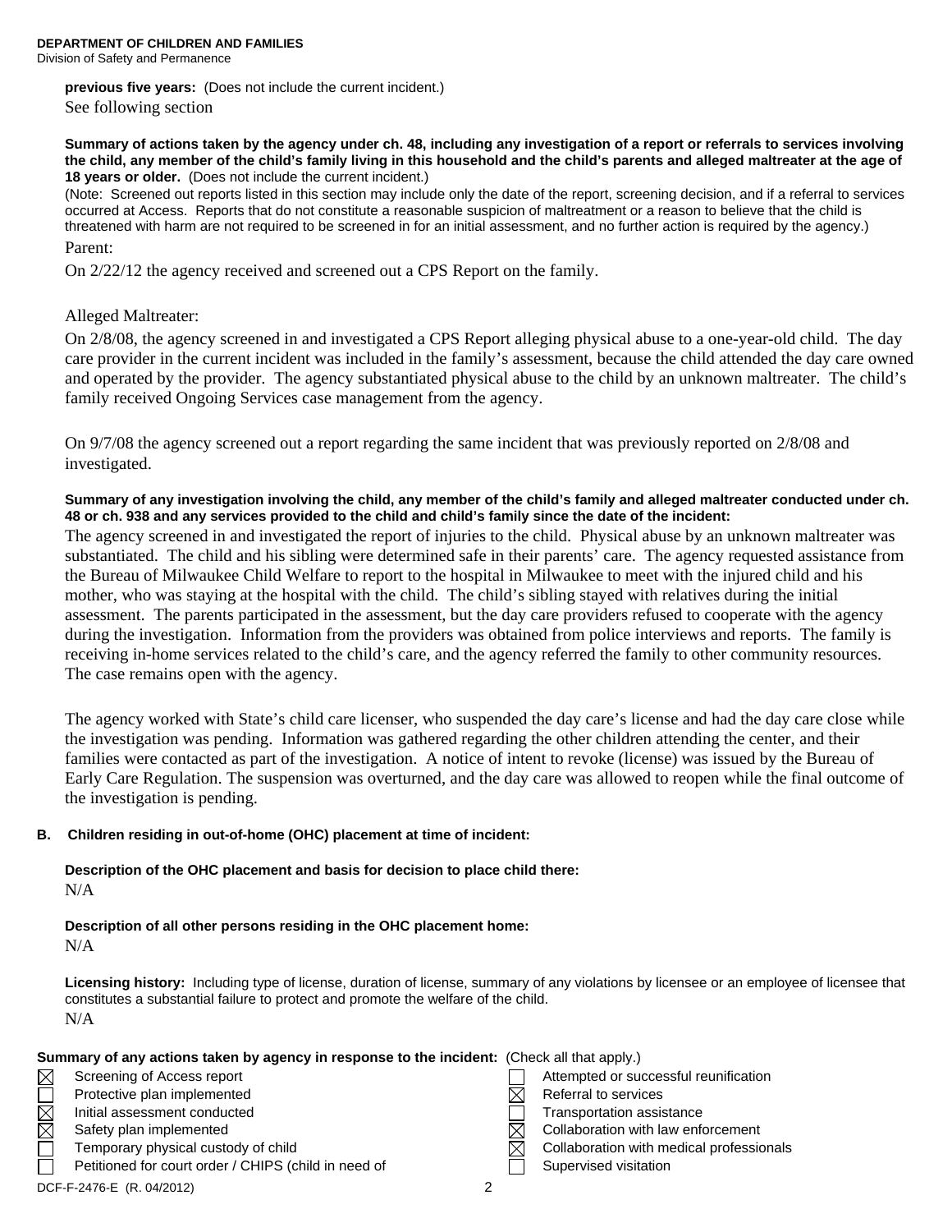**previous five years:** (Does not include the current incident.)

See following section

**Summary of actions taken by the agency under ch. 48, including any investigation of a report or referrals to services involving the child, any member of the child's family living in this household and the child's parents and alleged maltreater at the age of 18 years or older.** (Does not include the current incident.)

(Note: Screened out reports listed in this section may include only the date of the report, screening decision, and if a referral to services occurred at Access. Reports that do not constitute a reasonable suspicion of maltreatment or a reason to believe that the child is threatened with harm are not required to be screened in for an initial assessment, and no further action is required by the agency.)

Parent:

On 2/22/12 the agency received and screened out a CPS Report on the family.

Alleged Maltreater:

On 2/8/08, the agency screened in and investigated a CPS Report alleging physical abuse to a one-year-old child. The day care provider in the current incident was included in the family's assessment, because the child attended the day care owned and operated by the provider. The agency substantiated physical abuse to the child by an unknown maltreater. The child's family received Ongoing Services case management from the agency.

On 9/7/08 the agency screened out a report regarding the same incident that was previously reported on 2/8/08 and investigated.

**Summary of any investigation involving the child, any member of the child's family and alleged maltreater conducted under ch. 48 or ch. 938 and any services provided to the child and child's family since the date of the incident:**

The agency screened in and investigated the report of injuries to the child. Physical abuse by an unknown maltreater was substantiated. The child and his sibling were determined safe in their parents' care. The agency requested assistance from the Bureau of Milwaukee Child Welfare to report to the hospital in Milwaukee to meet with the injured child and his mother, who was staying at the hospital with the child. The child's sibling stayed with relatives during the initial assessment. The parents participated in the assessment, but the day care providers refused to cooperate with the agency during the investigation. Information from the providers was obtained from police interviews and reports. The family is receiving in-home services related to the child's care, and the agency referred the family to other community resources. The case remains open with the agency.

The agency worked with State's child care licenser, who suspended the day care's license and had the day care close while the investigation was pending. Information was gathered regarding the other children attending the center, and their families were contacted as part of the investigation. A notice of intent to revoke (license) was issued by the Bureau of Early Care Regulation. The suspension was overturned, and the day care was allowed to reopen while the final outcome of the investigation is pending.

**B. Children residing in out-of-home (OHC) placement at time of incident:**

**Description of the OHC placement and basis for decision to place child there:**

N/A

**Description of all other persons residing in the OHC placement home:**

N/A

**Licensing history:** Including type of license, duration of license, summary of any violations by licensee or an employee of licensee that constitutes a substantial failure to protect and promote the welfare of the child.

N/A

**Summary of any actions taken by agency in response to the incident:** (Check all that apply.)

- [x] Screening of Access report
- [ ] Protective plan implemented
- [x] Initial assessment conducted
- [x] Safety plan implemented
- [ ] Temporary physical custody of child
- [ ] Petitioned for court order / CHIPS (child in need of
- [ ] Attempted or successful reunification
- [x] Referral to services
- [ ] Transportation assistance
- [x] Collaboration with law enforcement
- [x] Collaboration with medical professionals
- [ ] Supervised visitation

DCF-F-2476-E (R. 04/2012)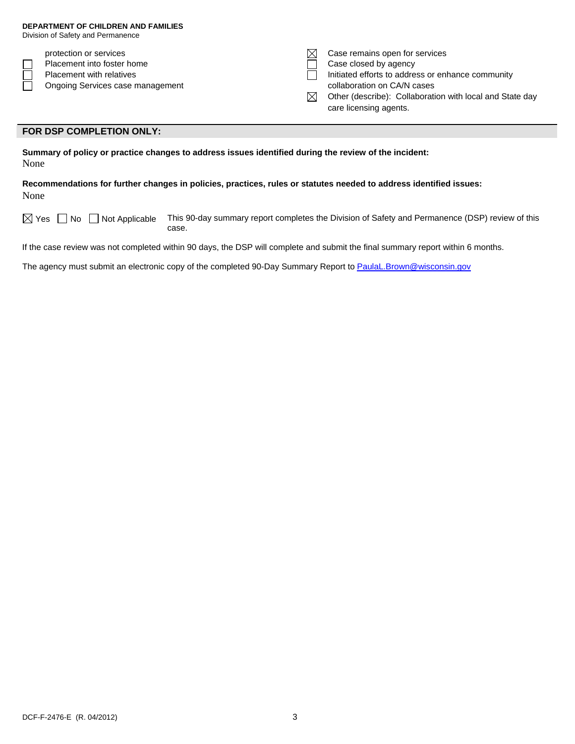**DEPARTMENT OF CHILDREN AND FAMILIES**
Division of Safety and Permanence

- protection or services
- ☐ Placement into foster home
- ☐ Placement with relatives
- ☐ Ongoing Services case management

- ☒ Case remains open for services
- ☐ Case closed by agency
- ☐ Initiated efforts to address or enhance community collaboration on CA/N cases
- ☒ Other (describe): Collaboration with local and State day care licensing agents.

## FOR DSP COMPLETION ONLY:

**Summary of policy or practice changes to address issues identified during the review of the incident:**
None

**Recommendations for further changes in policies, practices, rules or statutes needed to address identified issues:**
None

☒ Yes ☐ No ☐ Not Applicable   This 90-day summary report completes the Division of Safety and Permanence (DSP) review of this case.

If the case review was not completed within 90 days, the DSP will complete and submit the final summary report within 6 months.

The agency must submit an electronic copy of the completed 90-Day Summary Report to PaulaL.Brown@wisconsin.gov

DCF-F-2476-E (R. 04/2012)